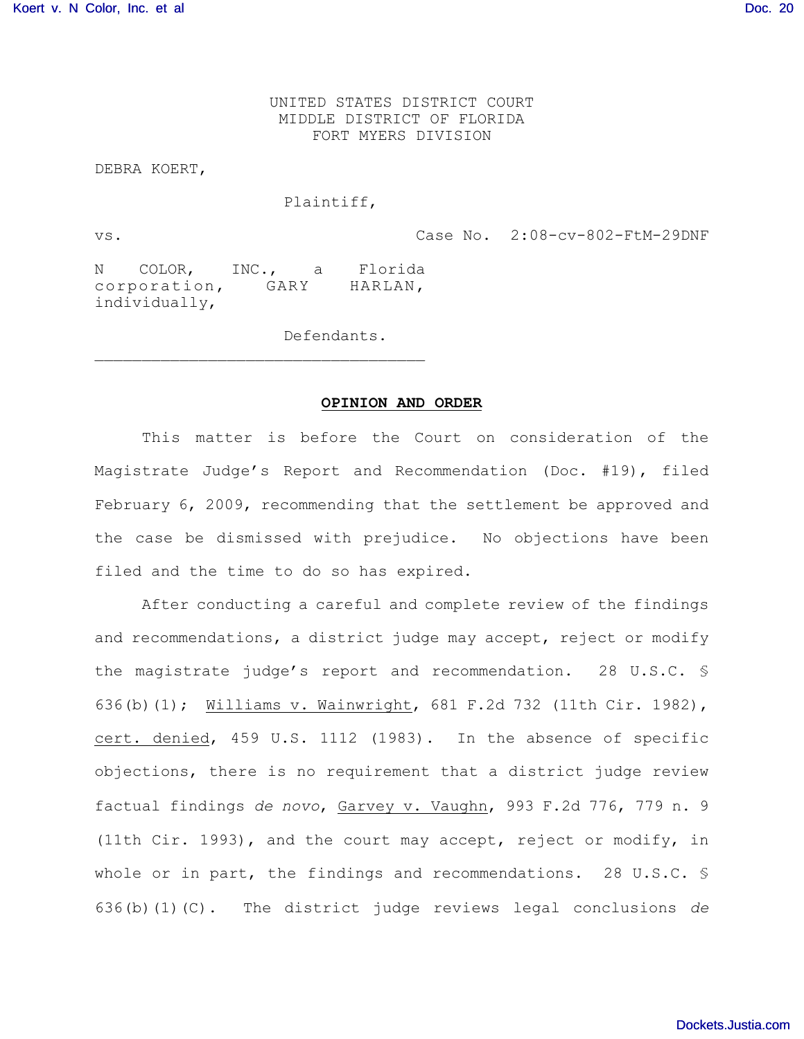UNITED STATES DISTRICT COURT
MIDDLE DISTRICT OF FLORIDA
FORT MYERS DIVISION

DEBRA KOERT,

Plaintiff,

vs. Case No. 2:08-cv-802-FtM-29DNF

N COLOR, INC., a Florida corporation, GARY HARLAN, individually,

Defendants.

___________________________________

**OPINION AND ORDER**

This matter is before the Court on consideration of the Magistrate Judge's Report and Recommendation (Doc. #19), filed February 6, 2009, recommending that the settlement be approved and the case be dismissed with prejudice. No objections have been filed and the time to do so has expired.

After conducting a careful and complete review of the findings and recommendations, a district judge may accept, reject or modify the magistrate judge's report and recommendation. 28 U.S.C. § 636(b)(1); Williams v. Wainwright, 681 F.2d 732 (11th Cir. 1982), cert. denied, 459 U.S. 1112 (1983). In the absence of specific objections, there is no requirement that a district judge review factual findings *de novo*, Garvey v. Vaughn, 993 F.2d 776, 779 n. 9 (11th Cir. 1993), and the court may accept, reject or modify, in whole or in part, the findings and recommendations. 28 U.S.C. § 636(b)(1)(C). The district judge reviews legal conclusions *de*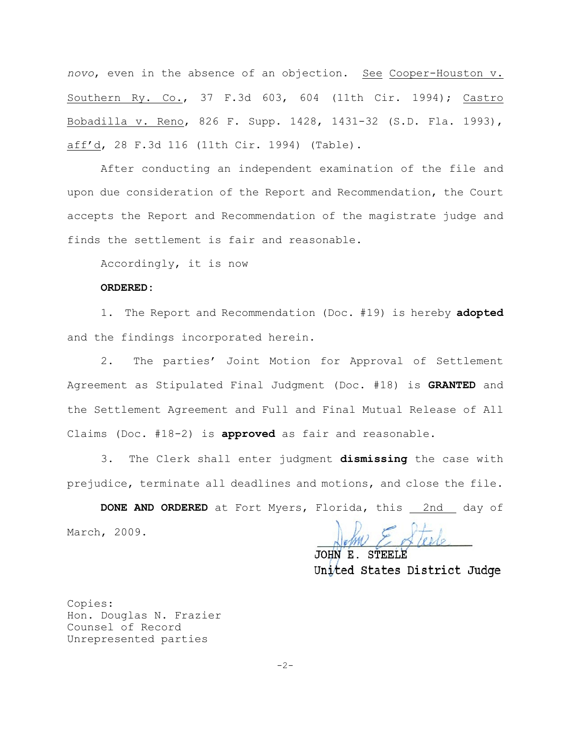*novo*, even in the absence of an objection. See Cooper-Houston v. Southern Ry. Co., 37 F.3d 603, 604 (11th Cir. 1994); Castro Bobadilla v. Reno, 826 F. Supp. 1428, 1431-32 (S.D. Fla. 1993), aff'd, 28 F.3d 116 (11th Cir. 1994) (Table).

After conducting an independent examination of the file and upon due consideration of the Report and Recommendation, the Court accepts the Report and Recommendation of the magistrate judge and finds the settlement is fair and reasonable.

Accordingly, it is now

**ORDERED:**

1. The Report and Recommendation (Doc. #19) is hereby **adopted** and the findings incorporated herein.

2. The parties' Joint Motion for Approval of Settlement Agreement as Stipulated Final Judgment (Doc. #18) is **GRANTED** and the Settlement Agreement and Full and Final Mutual Release of All Claims (Doc. #18-2) is **approved** as fair and reasonable.

3. The Clerk shall enter judgment **dismissing** the case with prejudice, terminate all deadlines and motions, and close the file.

**DONE AND ORDERED** at Fort Myers, Florida, this 2nd day of March, 2009.

JOHN E. STEELE
United States District Judge

Copies:
Hon. Douglas N. Frazier
Counsel of Record
Unrepresented parties